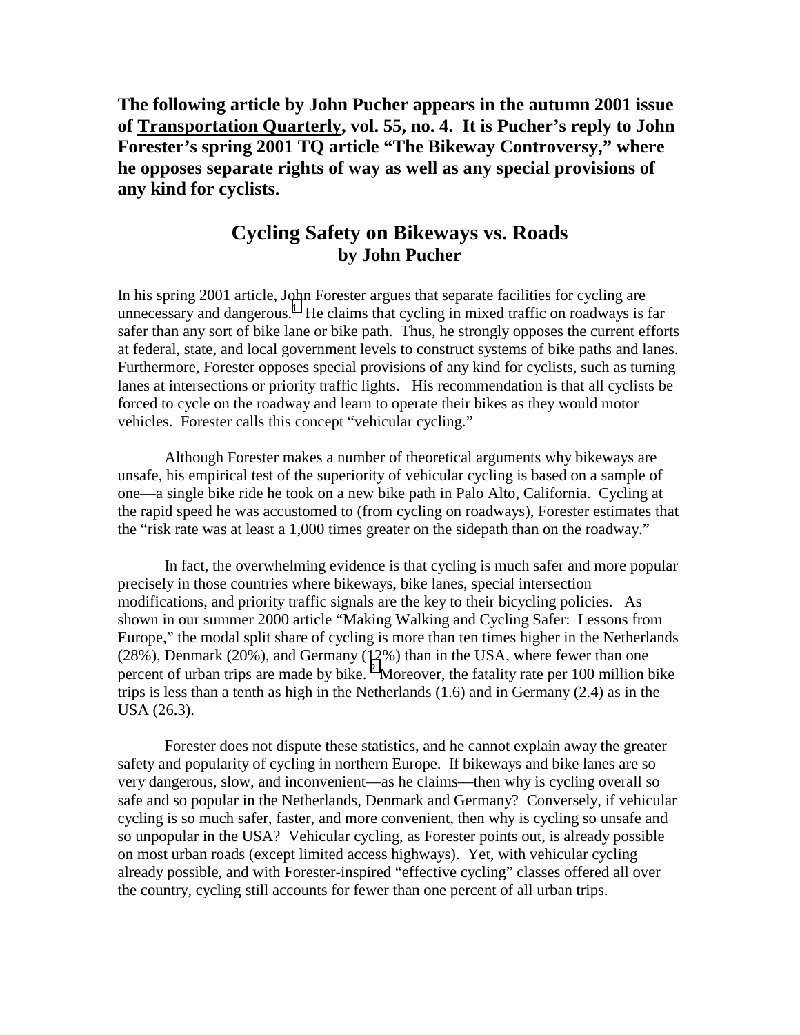**The following article by John Pucher appears in the autumn 2001 issue of Transportation Quarterly, vol. 55, no. 4. It is Pucher's reply to John Forester's spring 2001 TQ article "The Bikeway Controversy," where he opposes separate rights of way as well as any special provisions of any kind for cyclists.**

# Cycling Safety on Bikeways vs. Roads

### by John Pucher

In his spring 2001 article, John Forester argues that separate facilities for cycling are unnecessary and dangerous.[1] He claims that cycling in mixed traffic on roadways is far safer than any sort of bike lane or bike path. Thus, he strongly opposes the current efforts at federal, state, and local government levels to construct systems of bike paths and lanes. Furthermore, Forester opposes special provisions of any kind for cyclists, such as turning lanes at intersections or priority traffic lights. His recommendation is that all cyclists be forced to cycle on the roadway and learn to operate their bikes as they would motor vehicles. Forester calls this concept "vehicular cycling."

Although Forester makes a number of theoretical arguments why bikeways are unsafe, his empirical test of the superiority of vehicular cycling is based on a sample of one—a single bike ride he took on a new bike path in Palo Alto, California. Cycling at the rapid speed he was accustomed to (from cycling on roadways), Forester estimates that the "risk rate was at least a 1,000 times greater on the sidepath than on the roadway."

In fact, the overwhelming evidence is that cycling is much safer and more popular precisely in those countries where bikeways, bike lanes, special intersection modifications, and priority traffic signals are the key to their bicycling policies. As shown in our summer 2000 article "Making Walking and Cycling Safer: Lessons from Europe," the modal split share of cycling is more than ten times higher in the Netherlands (28%), Denmark (20%), and Germany (12%) than in the USA, where fewer than one percent of urban trips are made by bike.[2] Moreover, the fatality rate per 100 million bike trips is less than a tenth as high in the Netherlands (1.6) and in Germany (2.4) as in the USA (26.3).

Forester does not dispute these statistics, and he cannot explain away the greater safety and popularity of cycling in northern Europe. If bikeways and bike lanes are so very dangerous, slow, and inconvenient—as he claims—then why is cycling overall so safe and so popular in the Netherlands, Denmark and Germany? Conversely, if vehicular cycling is so much safer, faster, and more convenient, then why is cycling so unsafe and so unpopular in the USA? Vehicular cycling, as Forester points out, is already possible on most urban roads (except limited access highways). Yet, with vehicular cycling already possible, and with Forester-inspired "effective cycling" classes offered all over the country, cycling still accounts for fewer than one percent of all urban trips.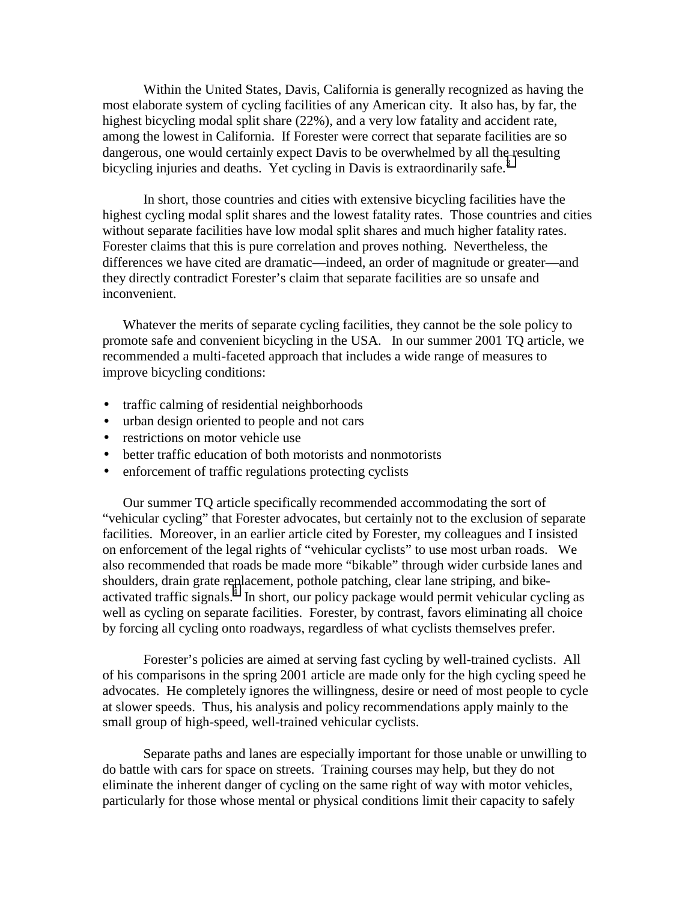Within the United States, Davis, California is generally recognized as having the most elaborate system of cycling facilities of any American city. It also has, by far, the highest bicycling modal split share (22%), and a very low fatality and accident rate, among the lowest in California. If Forester were correct that separate facilities are so dangerous, one would certainly expect Davis to be overwhelmed by all the resulting bicycling injuries and deaths. Yet cycling in Davis is extraordinarily safe.[3]

In short, those countries and cities with extensive bicycling facilities have the highest cycling modal split shares and the lowest fatality rates. Those countries and cities without separate facilities have low modal split shares and much higher fatality rates. Forester claims that this is pure correlation and proves nothing. Nevertheless, the differences we have cited are dramatic—indeed, an order of magnitude or greater—and they directly contradict Forester's claim that separate facilities are so unsafe and inconvenient.

Whatever the merits of separate cycling facilities, they cannot be the sole policy to promote safe and convenient bicycling in the USA. In our summer 2001 TQ article, we recommended a multi-faceted approach that includes a wide range of measures to improve bicycling conditions:

- traffic calming of residential neighborhoods
- urban design oriented to people and not cars
- restrictions on motor vehicle use
- better traffic education of both motorists and nonmotorists
- enforcement of traffic regulations protecting cyclists

Our summer TQ article specifically recommended accommodating the sort of "vehicular cycling" that Forester advocates, but certainly not to the exclusion of separate facilities. Moreover, in an earlier article cited by Forester, my colleagues and I insisted on enforcement of the legal rights of "vehicular cyclists" to use most urban roads. We also recommended that roads be made more "bikable" through wider curbside lanes and shoulders, drain grate replacement, pothole patching, clear lane striping, and bike-activated traffic signals.[4] In short, our policy package would permit vehicular cycling as well as cycling on separate facilities. Forester, by contrast, favors eliminating all choice by forcing all cycling onto roadways, regardless of what cyclists themselves prefer.

Forester's policies are aimed at serving fast cycling by well-trained cyclists. All of his comparisons in the spring 2001 article are made only for the high cycling speed he advocates. He completely ignores the willingness, desire or need of most people to cycle at slower speeds. Thus, his analysis and policy recommendations apply mainly to the small group of high-speed, well-trained vehicular cyclists.

Separate paths and lanes are especially important for those unable or unwilling to do battle with cars for space on streets. Training courses may help, but they do not eliminate the inherent danger of cycling on the same right of way with motor vehicles, particularly for those whose mental or physical conditions limit their capacity to safely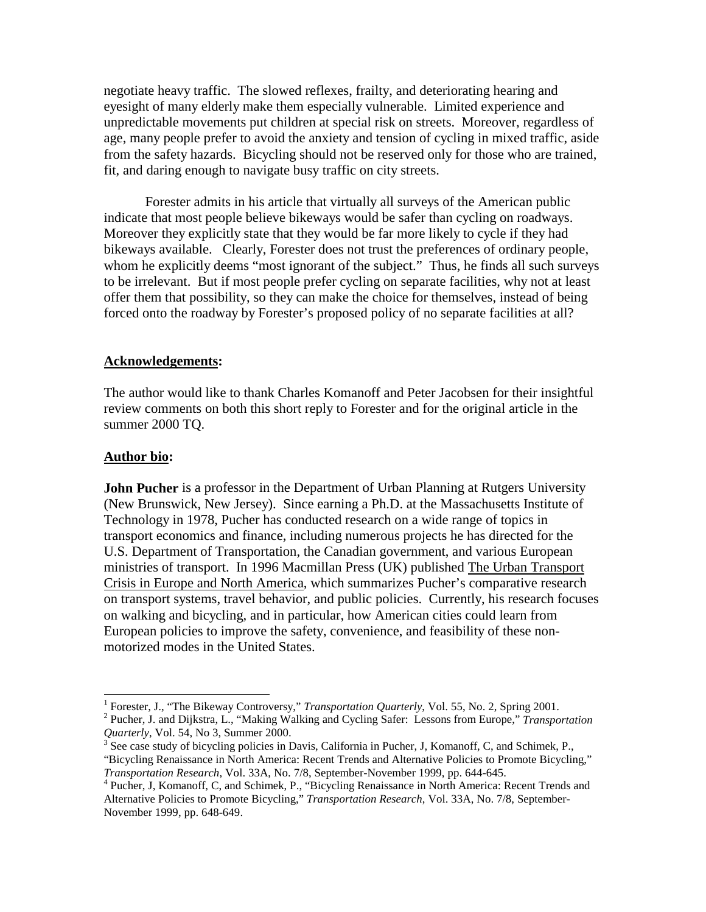negotiate heavy traffic. The slowed reflexes, frailty, and deteriorating hearing and eyesight of many elderly make them especially vulnerable. Limited experience and unpredictable movements put children at special risk on streets. Moreover, regardless of age, many people prefer to avoid the anxiety and tension of cycling in mixed traffic, aside from the safety hazards. Bicycling should not be reserved only for those who are trained, fit, and daring enough to navigate busy traffic on city streets.

Forester admits in his article that virtually all surveys of the American public indicate that most people believe bikeways would be safer than cycling on roadways. Moreover they explicitly state that they would be far more likely to cycle if they had bikeways available. Clearly, Forester does not trust the preferences of ordinary people, whom he explicitly deems "most ignorant of the subject." Thus, he finds all such surveys to be irrelevant. But if most people prefer cycling on separate facilities, why not at least offer them that possibility, so they can make the choice for themselves, instead of being forced onto the roadway by Forester's proposed policy of no separate facilities at all?

**Acknowledgements:**

The author would like to thank Charles Komanoff and Peter Jacobsen for their insightful review comments on both this short reply to Forester and for the original article in the summer 2000 TQ.

**Author bio:**

**John Pucher** is a professor in the Department of Urban Planning at Rutgers University (New Brunswick, New Jersey). Since earning a Ph.D. at the Massachusetts Institute of Technology in 1978, Pucher has conducted research on a wide range of topics in transport economics and finance, including numerous projects he has directed for the U.S. Department of Transportation, the Canadian government, and various European ministries of transport. In 1996 Macmillan Press (UK) published The Urban Transport Crisis in Europe and North America, which summarizes Pucher's comparative research on transport systems, travel behavior, and public policies. Currently, his research focuses on walking and bicycling, and in particular, how American cities could learn from European policies to improve the safety, convenience, and feasibility of these non-motorized modes in the United States.

---

[1] Forester, J., "The Bikeway Controversy," *Transportation Quarterly*, Vol. 55, No. 2, Spring 2001.

[2] Pucher, J. and Dijkstra, L., "Making Walking and Cycling Safer: Lessons from Europe," *Transportation Quarterly*, Vol. 54, No 3, Summer 2000.

[3] See case study of bicycling policies in Davis, California in Pucher, J, Komanoff, C, and Schimek, P., "Bicycling Renaissance in North America: Recent Trends and Alternative Policies to Promote Bicycling," *Transportation Research*, Vol. 33A, No. 7/8, September-November 1999, pp. 644-645.

[4] Pucher, J, Komanoff, C, and Schimek, P., "Bicycling Renaissance in North America: Recent Trends and Alternative Policies to Promote Bicycling," *Transportation Research*, Vol. 33A, No. 7/8, September-November 1999, pp. 648-649.